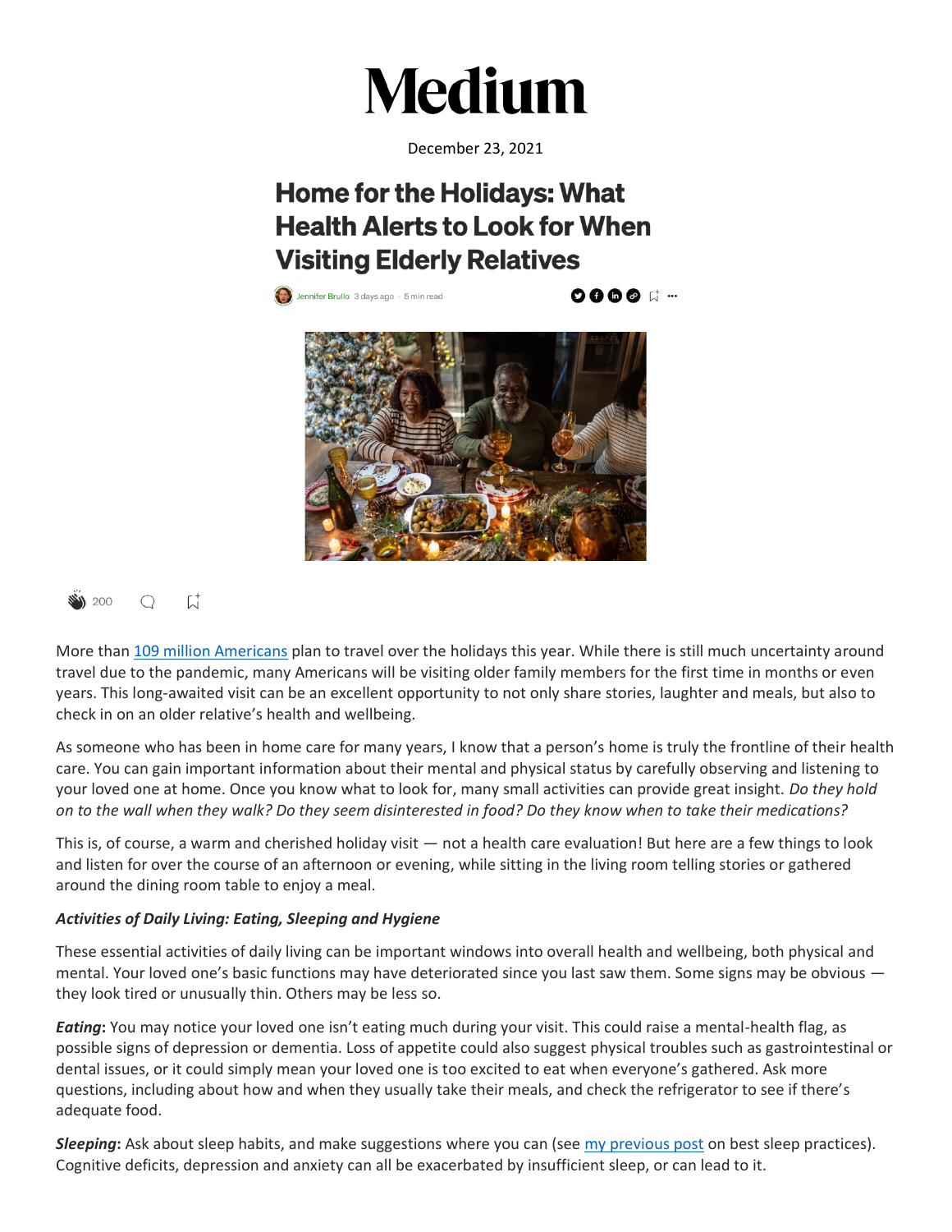# Medium

December 23, 2021

## Home for the Holidays: What Health Alerts to Look for When Visiting Elderly Relatives

Jennifer Brullo · 3 days ago · 5 min read

200

More than [109 million Americans](#) plan to travel over the holidays this year. While there is still much uncertainty around travel due to the pandemic, many Americans will be visiting older family members for the first time in months or even years. This long-awaited visit can be an excellent opportunity to not only share stories, laughter and meals, but also to check in on an older relative's health and wellbeing.

As someone who has been in home care for many years, I know that a person's home is truly the frontline of their health care. You can gain important information about their mental and physical status by carefully observing and listening to your loved one at home. Once you know what to look for, many small activities can provide great insight. *Do they hold on to the wall when they walk? Do they seem disinterested in food? Do they know when to take their medications?*

This is, of course, a warm and cherished holiday visit — not a health care evaluation! But here are a few things to look and listen for over the course of an afternoon or evening, while sitting in the living room telling stories or gathered around the dining room table to enjoy a meal.

***Activities of Daily Living: Eating, Sleeping and Hygiene***

These essential activities of daily living can be important windows into overall health and wellbeing, both physical and mental. Your loved one's basic functions may have deteriorated since you last saw them. Some signs may be obvious — they look tired or unusually thin. Others may be less so.

***Eating*:** You may notice your loved one isn't eating much during your visit. This could raise a mental-health flag, as possible signs of depression or dementia. Loss of appetite could also suggest physical troubles such as gastrointestinal or dental issues, or it could simply mean your loved one is too excited to eat when everyone's gathered. Ask more questions, including about how and when they usually take their meals, and check the refrigerator to see if there's adequate food.

***Sleeping*:** Ask about sleep habits, and make suggestions where you can (see [my previous post](#) on best sleep practices). Cognitive deficits, depression and anxiety can all be exacerbated by insufficient sleep, or can lead to it.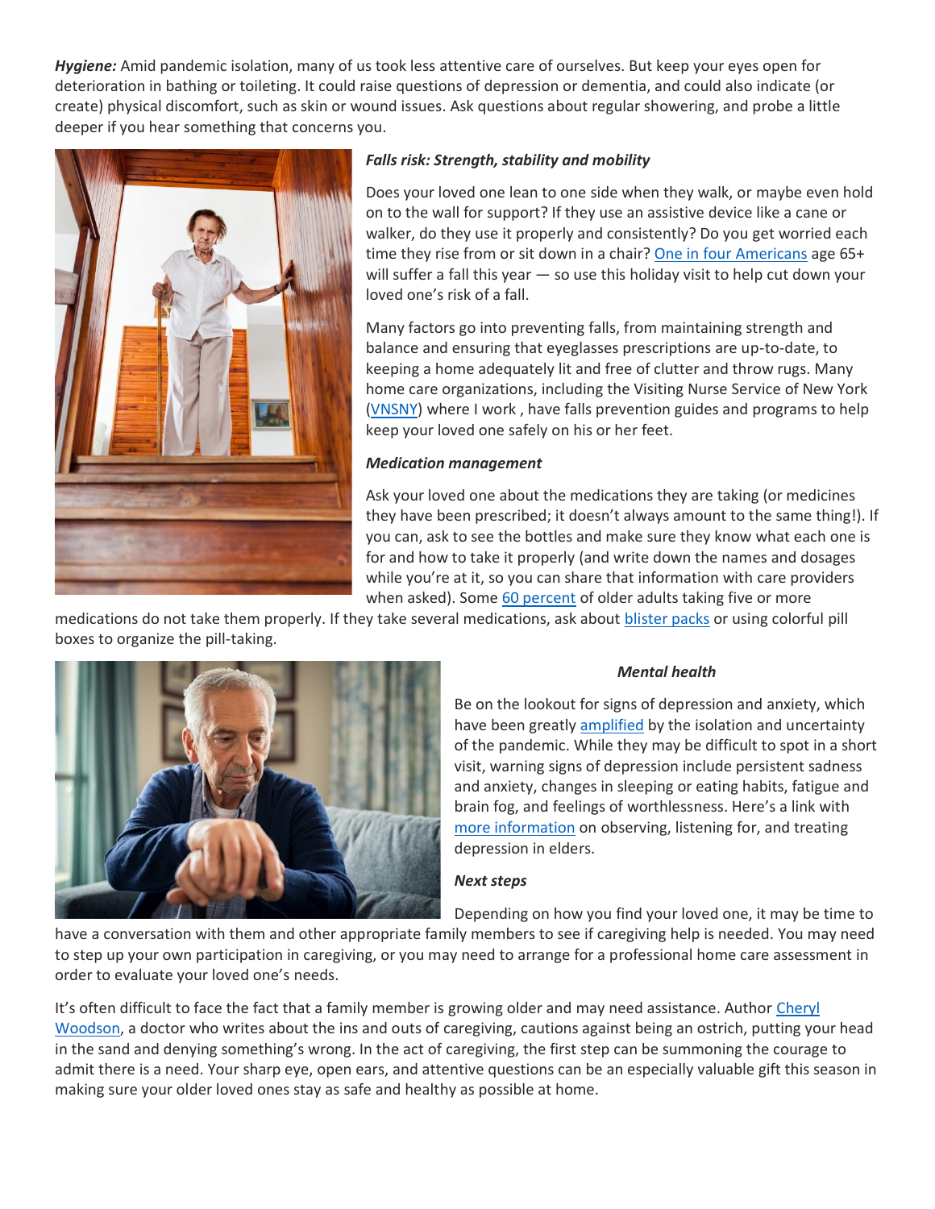***Hygiene:*** Amid pandemic isolation, many of us took less attentive care of ourselves. But keep your eyes open for deterioration in bathing or toileting. It could raise questions of depression or dementia, and could also indicate (or create) physical discomfort, such as skin or wound issues. Ask questions about regular showering, and probe a little deeper if you hear something that concerns you.

***Falls risk: Strength, stability and mobility***

Does your loved one lean to one side when they walk, or maybe even hold on to the wall for support? If they use an assistive device like a cane or walker, do they use it properly and consistently? Do you get worried each time they rise from or sit down in a chair? One in four Americans age 65+ will suffer a fall this year — so use this holiday visit to help cut down your loved one's risk of a fall.

Many factors go into preventing falls, from maintaining strength and balance and ensuring that eyeglasses prescriptions are up-to-date, to keeping a home adequately lit and free of clutter and throw rugs. Many home care organizations, including the Visiting Nurse Service of New York (VNSNY) where I work , have falls prevention guides and programs to help keep your loved one safely on his or her feet.

***Medication management***

Ask your loved one about the medications they are taking (or medicines they have been prescribed; it doesn't always amount to the same thing!). If you can, ask to see the bottles and make sure they know what each one is for and how to take it properly (and write down the names and dosages while you're at it, so you can share that information with care providers when asked). Some 60 percent of older adults taking five or more medications do not take them properly. If they take several medications, ask about blister packs or using colorful pill boxes to organize the pill-taking.

***Mental health***

Be on the lookout for signs of depression and anxiety, which have been greatly amplified by the isolation and uncertainty of the pandemic. While they may be difficult to spot in a short visit, warning signs of depression include persistent sadness and anxiety, changes in sleeping or eating habits, fatigue and brain fog, and feelings of worthlessness. Here's a link with more information on observing, listening for, and treating depression in elders.

***Next steps***

Depending on how you find your loved one, it may be time to have a conversation with them and other appropriate family members to see if caregiving help is needed. You may need to step up your own participation in caregiving, or you may need to arrange for a professional home care assessment in order to evaluate your loved one's needs.

It's often difficult to face the fact that a family member is growing older and may need assistance. Author Cheryl Woodson, a doctor who writes about the ins and outs of caregiving, cautions against being an ostrich, putting your head in the sand and denying something's wrong. In the act of caregiving, the first step can be summoning the courage to admit there is a need. Your sharp eye, open ears, and attentive questions can be an especially valuable gift this season in making sure your older loved ones stay as safe and healthy as possible at home.